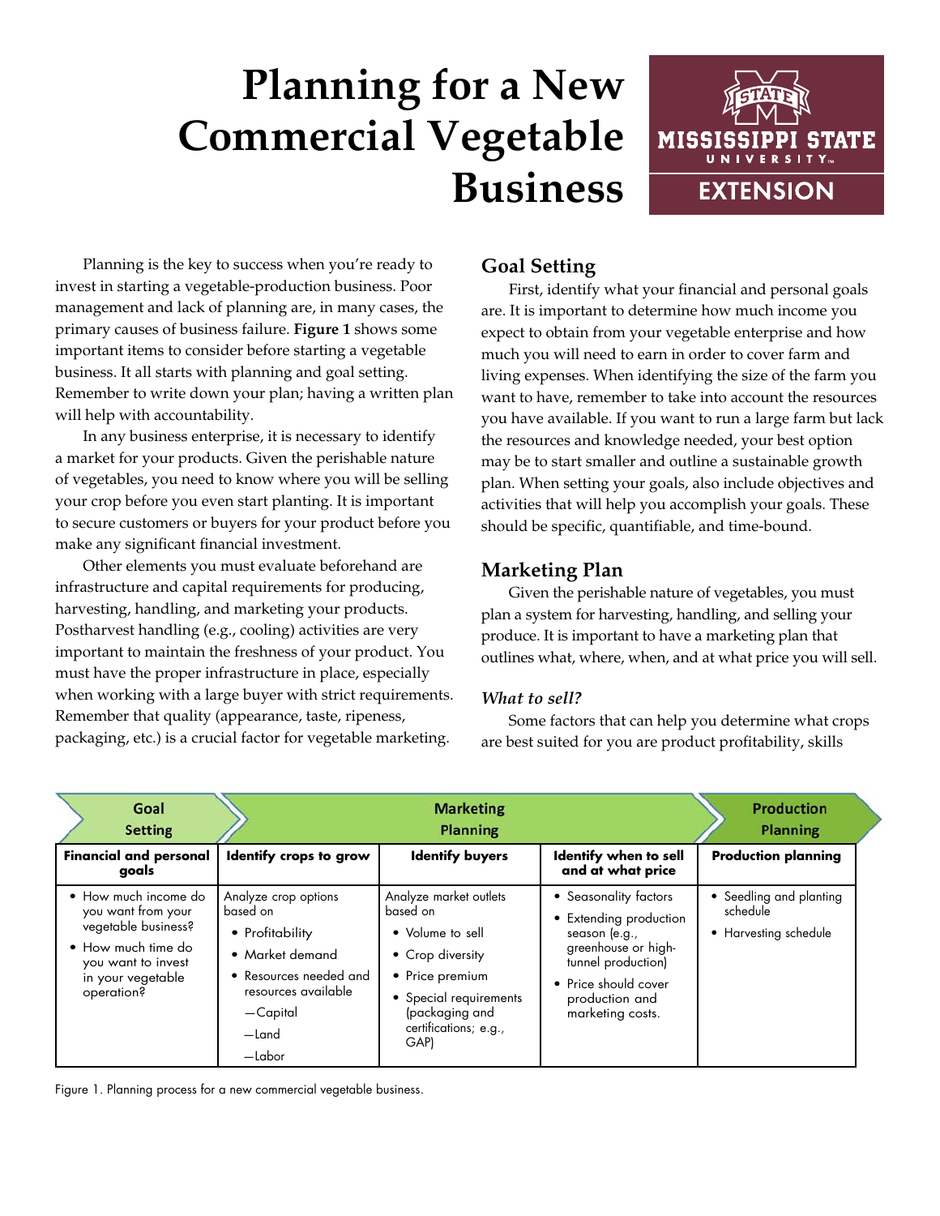# Planning for a New Commercial Vegetable Business

Planning is the key to success when you're ready to invest in starting a vegetable-production business. Poor management and lack of planning are, in many cases, the primary causes of business failure. **Figure 1** shows some important items to consider before starting a vegetable business. It all starts with planning and goal setting. Remember to write down your plan; having a written plan will help with accountability.

In any business enterprise, it is necessary to identify a market for your products. Given the perishable nature of vegetables, you need to know where you will be selling your crop before you even start planting. It is important to secure customers or buyers for your product before you make any significant financial investment.

Other elements you must evaluate beforehand are infrastructure and capital requirements for producing, harvesting, handling, and marketing your products. Postharvest handling (e.g., cooling) activities are very important to maintain the freshness of your product. You must have the proper infrastructure in place, especially when working with a large buyer with strict requirements. Remember that quality (appearance, taste, ripeness, packaging, etc.) is a crucial factor for vegetable marketing.

## Goal Setting

First, identify what your financial and personal goals are. It is important to determine how much income you expect to obtain from your vegetable enterprise and how much you will need to earn in order to cover farm and living expenses. When identifying the size of the farm you want to have, remember to take into account the resources you have available. If you want to run a large farm but lack the resources and knowledge needed, your best option may be to start smaller and outline a sustainable growth plan. When setting your goals, also include objectives and activities that will help you accomplish your goals. These should be specific, quantifiable, and time-bound.

## Marketing Plan

Given the perishable nature of vegetables, you must plan a system for harvesting, handling, and selling your produce. It is important to have a marketing plan that outlines what, where, when, and at what price you will sell.

### *What to sell?*

Some factors that can help you determine what crops are best suited for you are product profitability, skills

| Goal Setting | Marketing Planning | | | Production Planning |
|---|---|---|---|---|
| **Financial and personal goals** | **Identify crops to grow** | **Identify buyers** | **Identify when to sell and at what price** | **Production planning** |
| • How much income do you want from your vegetable business?<br>• How much time do you want to invest in your vegetable operation? | Analyze crop options based on<br>• Profitability<br>• Market demand<br>• Resources needed and resources available<br>—Capital<br>—Land<br>—Labor | Analyze market outlets based on<br>• Volume to sell<br>• Crop diversity<br>• Price premium<br>• Special requirements (packaging and certifications; e.g., GAP) | • Seasonality factors<br>• Extending production season (e.g., greenhouse or high-tunnel production)<br>• Price should cover production and marketing costs. | • Seedling and planting schedule<br>• Harvesting schedule |

Figure 1. Planning process for a new commercial vegetable business.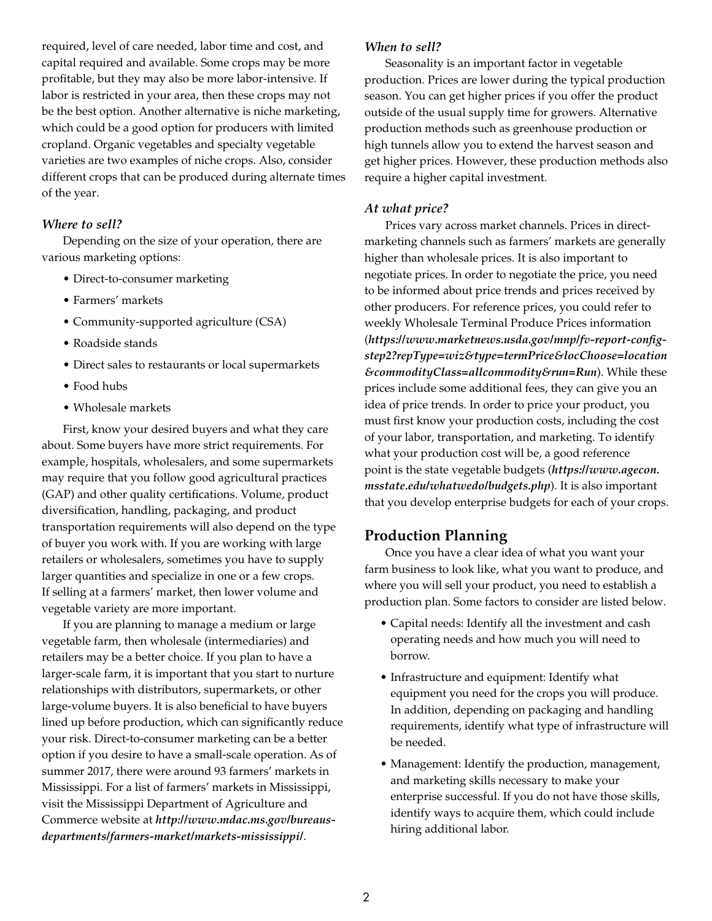required, level of care needed, labor time and cost, and capital required and available. Some crops may be more profitable, but they may also be more labor-intensive. If labor is restricted in your area, then these crops may not be the best option. Another alternative is niche marketing, which could be a good option for producers with limited cropland. Organic vegetables and specialty vegetable varieties are two examples of niche crops. Also, consider different crops that can be produced during alternate times of the year.

### *Where to sell?*

Depending on the size of your operation, there are various marketing options:

- Direct-to-consumer marketing
- Farmers' markets
- Community-supported agriculture (CSA)
- Roadside stands
- Direct sales to restaurants or local supermarkets
- Food hubs
- Wholesale markets

First, know your desired buyers and what they care about. Some buyers have more strict requirements. For example, hospitals, wholesalers, and some supermarkets may require that you follow good agricultural practices (GAP) and other quality certifications. Volume, product diversification, handling, packaging, and product transportation requirements will also depend on the type of buyer you work with. If you are working with large retailers or wholesalers, sometimes you have to supply larger quantities and specialize in one or a few crops. If selling at a farmers' market, then lower volume and vegetable variety are more important.

If you are planning to manage a medium or large vegetable farm, then wholesale (intermediaries) and retailers may be a better choice. If you plan to have a larger-scale farm, it is important that you start to nurture relationships with distributors, supermarkets, or other large-volume buyers. It is also beneficial to have buyers lined up before production, which can significantly reduce your risk. Direct-to-consumer marketing can be a better option if you desire to have a small-scale operation. As of summer 2017, there were around 93 farmers' markets in Mississippi. For a list of farmers' markets in Mississippi, visit the Mississippi Department of Agriculture and Commerce website at ***http://www.mdac.ms.gov/bureaus-departments/farmers-market/markets-mississippi/***.

### *When to sell?*

Seasonality is an important factor in vegetable production. Prices are lower during the typical production season. You can get higher prices if you offer the product outside of the usual supply time for growers. Alternative production methods such as greenhouse production or high tunnels allow you to extend the harvest season and get higher prices. However, these production methods also require a higher capital investment.

### *At what price?*

Prices vary across market channels. Prices in direct-marketing channels such as farmers' markets are generally higher than wholesale prices. It is also important to negotiate prices. In order to negotiate the price, you need to be informed about price trends and prices received by other producers. For reference prices, you could refer to weekly Wholesale Terminal Produce Prices information (***https://www.marketnews.usda.gov/mnp/fv-report-config-step2?repType=wiz&type=termPrice&locChoose=location&commodityClass=allcommodity&run=Run***). While these prices include some additional fees, they can give you an idea of price trends. In order to price your product, you must first know your production costs, including the cost of your labor, transportation, and marketing. To identify what your production cost will be, a good reference point is the state vegetable budgets (***https://www.agecon.msstate.edu/whatwedo/budgets.php***). It is also important that you develop enterprise budgets for each of your crops.

## Production Planning

Once you have a clear idea of what you want your farm business to look like, what you want to produce, and where you will sell your product, you need to establish a production plan. Some factors to consider are listed below.

- Capital needs: Identify all the investment and cash operating needs and how much you will need to borrow.
- Infrastructure and equipment: Identify what equipment you need for the crops you will produce. In addition, depending on packaging and handling requirements, identify what type of infrastructure will be needed.
- Management: Identify the production, management, and marketing skills necessary to make your enterprise successful. If you do not have those skills, identify ways to acquire them, which could include hiring additional labor.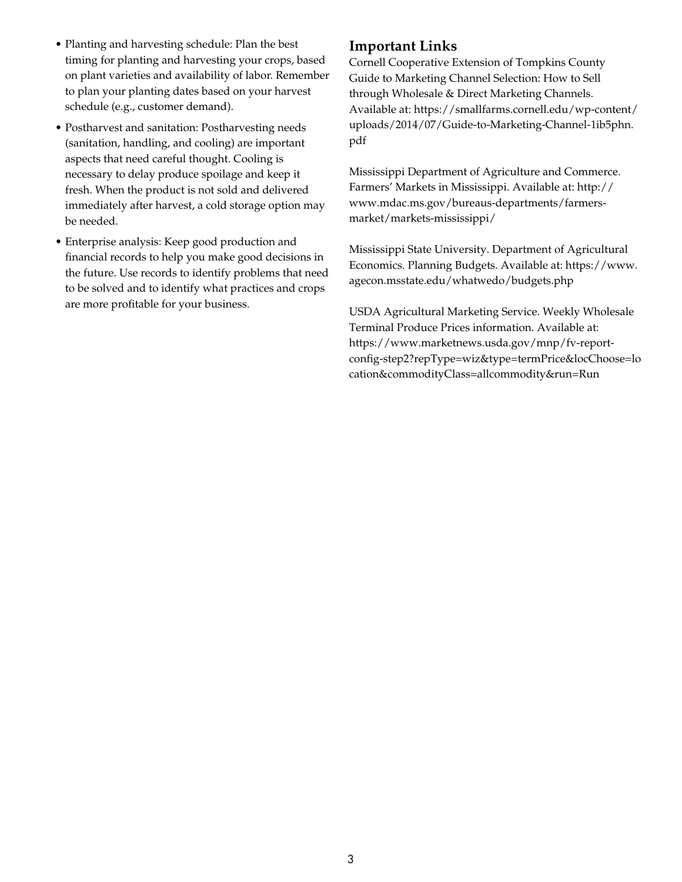- Planting and harvesting schedule: Plan the best timing for planting and harvesting your crops, based on plant varieties and availability of labor. Remember to plan your planting dates based on your harvest schedule (e.g., customer demand).
- Postharvest and sanitation: Postharvesting needs (sanitation, handling, and cooling) are important aspects that need careful thought. Cooling is necessary to delay produce spoilage and keep it fresh. When the product is not sold and delivered immediately after harvest, a cold storage option may be needed.
- Enterprise analysis: Keep good production and financial records to help you make good decisions in the future. Use records to identify problems that need to be solved and to identify what practices and crops are more profitable for your business.

## Important Links

Cornell Cooperative Extension of Tompkins County Guide to Marketing Channel Selection: How to Sell through Wholesale & Direct Marketing Channels. Available at: https://smallfarms.cornell.edu/wp-content/uploads/2014/07/Guide-to-Marketing-Channel-1ib5phn.pdf

Mississippi Department of Agriculture and Commerce. Farmers' Markets in Mississippi. Available at: http://www.mdac.ms.gov/bureaus-departments/farmers-market/markets-mississippi/

Mississippi State University. Department of Agricultural Economics. Planning Budgets. Available at: https://www.agecon.msstate.edu/whatwedo/budgets.php

USDA Agricultural Marketing Service. Weekly Wholesale Terminal Produce Prices information. Available at: https://www.marketnews.usda.gov/mnp/fv-report-config-step2?repType=wiz&type=termPrice&locChoose=location&commodityClass=allcommodity&run=Run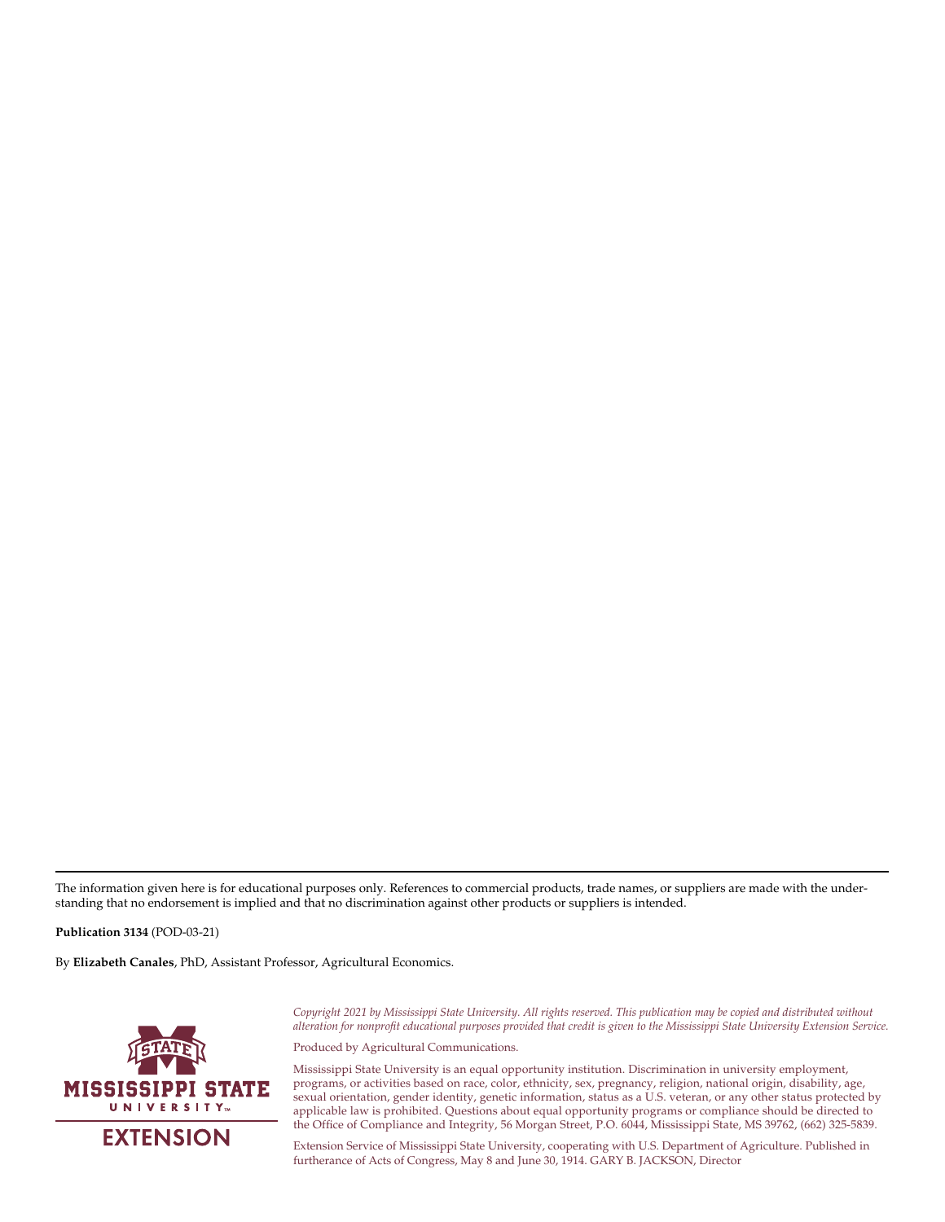The information given here is for educational purposes only. References to commercial products, trade names, or suppliers are made with the understanding that no endorsement is implied and that no discrimination against other products or suppliers is intended.

**Publication 3134** (POD-03-21)

By **Elizabeth Canales**, PhD, Assistant Professor, Agricultural Economics.

MISSISSIPPI STATE UNIVERSITY™ EXTENSION

*Copyright 2021 by Mississippi State University. All rights reserved. This publication may be copied and distributed without alteration for nonprofit educational purposes provided that credit is given to the Mississippi State University Extension Service.*

Produced by Agricultural Communications.

Mississippi State University is an equal opportunity institution. Discrimination in university employment, programs, or activities based on race, color, ethnicity, sex, pregnancy, religion, national origin, disability, age, sexual orientation, gender identity, genetic information, status as a U.S. veteran, or any other status protected by applicable law is prohibited. Questions about equal opportunity programs or compliance should be directed to the Office of Compliance and Integrity, 56 Morgan Street, P.O. 6044, Mississippi State, MS 39762, (662) 325-5839.

Extension Service of Mississippi State University, cooperating with U.S. Department of Agriculture. Published in furtherance of Acts of Congress, May 8 and June 30, 1914. GARY B. JACKSON, Director